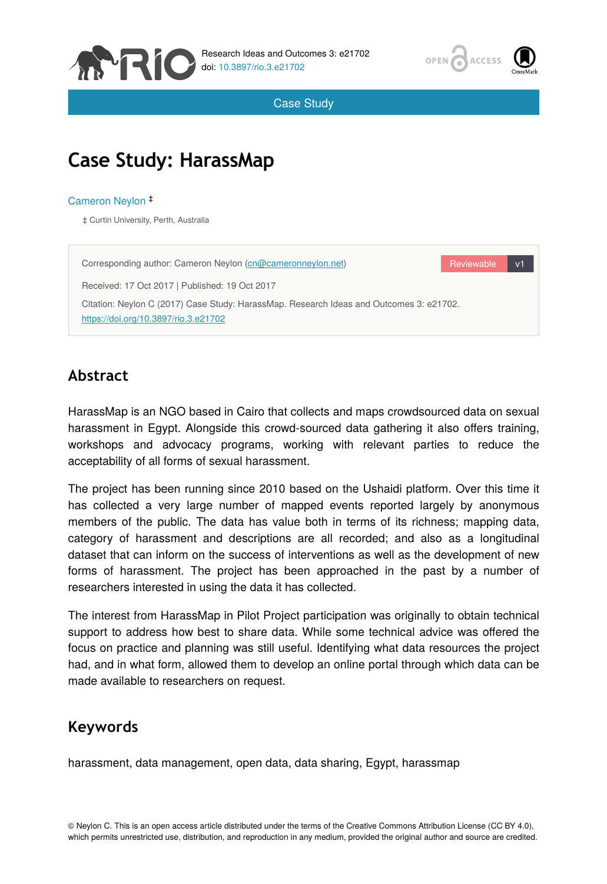Case Study

# Case Study: HarassMap

Cameron Neylon ‡

‡ Curtin University, Perth, Australia

Corresponding author: Cameron Neylon (cn@cameronneylon.net)

Reviewable v1

Received: 17 Oct 2017 | Published: 19 Oct 2017

Citation: Neylon C (2017) Case Study: HarassMap. Research Ideas and Outcomes 3: e21702. https://doi.org/10.3897/rio.3.e21702

## Abstract

HarassMap is an NGO based in Cairo that collects and maps crowdsourced data on sexual harassment in Egypt. Alongside this crowd-sourced data gathering it also offers training, workshops and advocacy programs, working with relevant parties to reduce the acceptability of all forms of sexual harassment.

The project has been running since 2010 based on the Ushaidi platform. Over this time it has collected a very large number of mapped events reported largely by anonymous members of the public. The data has value both in terms of its richness; mapping data, category of harassment and descriptions are all recorded; and also as a longitudinal dataset that can inform on the success of interventions as well as the development of new forms of harassment. The project has been approached in the past by a number of researchers interested in using the data it has collected.

The interest from HarassMap in Pilot Project participation was originally to obtain technical support to address how best to share data. While some technical advice was offered the focus on practice and planning was still useful. Identifying what data resources the project had, and in what form, allowed them to develop an online portal through which data can be made available to researchers on request.

## Keywords

harassment, data management, open data, data sharing, Egypt, harassmap

© Neylon C. This is an open access article distributed under the terms of the Creative Commons Attribution License (CC BY 4.0), which permits unrestricted use, distribution, and reproduction in any medium, provided the original author and source are credited.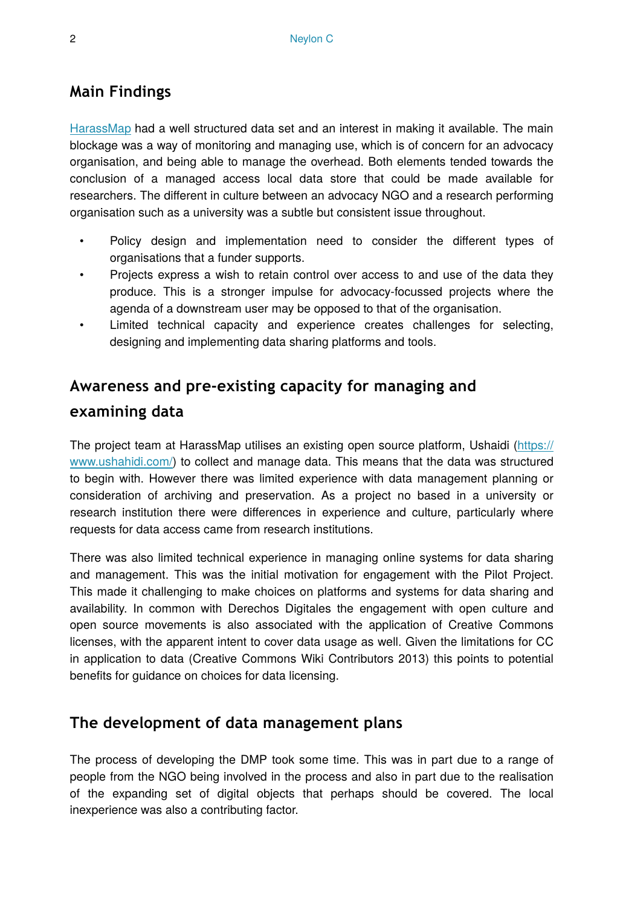## Main Findings

HarassMap had a well structured data set and an interest in making it available. The main blockage was a way of monitoring and managing use, which is of concern for an advocacy organisation, and being able to manage the overhead. Both elements tended towards the conclusion of a managed access local data store that could be made available for researchers. The different in culture between an advocacy NGO and a research performing organisation such as a university was a subtle but consistent issue throughout.

- Policy design and implementation need to consider the different types of organisations that a funder supports.
- Projects express a wish to retain control over access to and use of the data they produce. This is a stronger impulse for advocacy-focussed projects where the agenda of a downstream user may be opposed to that of the organisation.
- Limited technical capacity and experience creates challenges for selecting, designing and implementing data sharing platforms and tools.

## Awareness and pre-existing capacity for managing and examining data

The project team at HarassMap utilises an existing open source platform, Ushaidi (https://www.ushahidi.com/) to collect and manage data. This means that the data was structured to begin with. However there was limited experience with data management planning or consideration of archiving and preservation. As a project no based in a university or research institution there were differences in experience and culture, particularly where requests for data access came from research institutions.

There was also limited technical experience in managing online systems for data sharing and management. This was the initial motivation for engagement with the Pilot Project. This made it challenging to make choices on platforms and systems for data sharing and availability. In common with Derechos Digitales the engagement with open culture and open source movements is also associated with the application of Creative Commons licenses, with the apparent intent to cover data usage as well. Given the limitations for CC in application to data (Creative Commons Wiki Contributors 2013) this points to potential benefits for guidance on choices for data licensing.

## The development of data management plans

The process of developing the DMP took some time. This was in part due to a range of people from the NGO being involved in the process and also in part due to the realisation of the expanding set of digital objects that perhaps should be covered. The local inexperience was also a contributing factor.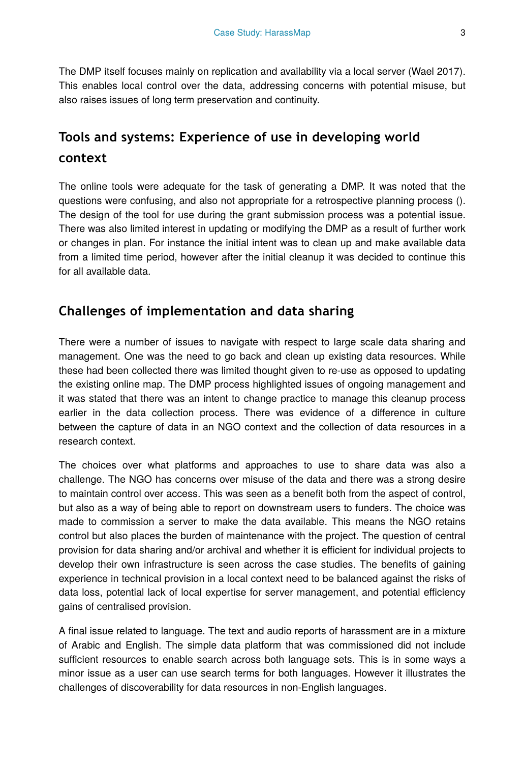The DMP itself focuses mainly on replication and availability via a local server (Wael 2017). This enables local control over the data, addressing concerns with potential misuse, but also raises issues of long term preservation and continuity.

## Tools and systems: Experience of use in developing world context

The online tools were adequate for the task of generating a DMP. It was noted that the questions were confusing, and also not appropriate for a retrospective planning process (). The design of the tool for use during the grant submission process was a potential issue. There was also limited interest in updating or modifying the DMP as a result of further work or changes in plan. For instance the initial intent was to clean up and make available data from a limited time period, however after the initial cleanup it was decided to continue this for all available data.

## Challenges of implementation and data sharing

There were a number of issues to navigate with respect to large scale data sharing and management. One was the need to go back and clean up existing data resources. While these had been collected there was limited thought given to re-use as opposed to updating the existing online map. The DMP process highlighted issues of ongoing management and it was stated that there was an intent to change practice to manage this cleanup process earlier in the data collection process. There was evidence of a difference in culture between the capture of data in an NGO context and the collection of data resources in a research context.

The choices over what platforms and approaches to use to share data was also a challenge. The NGO has concerns over misuse of the data and there was a strong desire to maintain control over access. This was seen as a benefit both from the aspect of control, but also as a way of being able to report on downstream users to funders. The choice was made to commission a server to make the data available. This means the NGO retains control but also places the burden of maintenance with the project. The question of central provision for data sharing and/or archival and whether it is efficient for individual projects to develop their own infrastructure is seen across the case studies. The benefits of gaining experience in technical provision in a local context need to be balanced against the risks of data loss, potential lack of local expertise for server management, and potential efficiency gains of centralised provision.

A final issue related to language. The text and audio reports of harassment are in a mixture of Arabic and English. The simple data platform that was commissioned did not include sufficient resources to enable search across both language sets. This is in some ways a minor issue as a user can use search terms for both languages. However it illustrates the challenges of discoverability for data resources in non-English languages.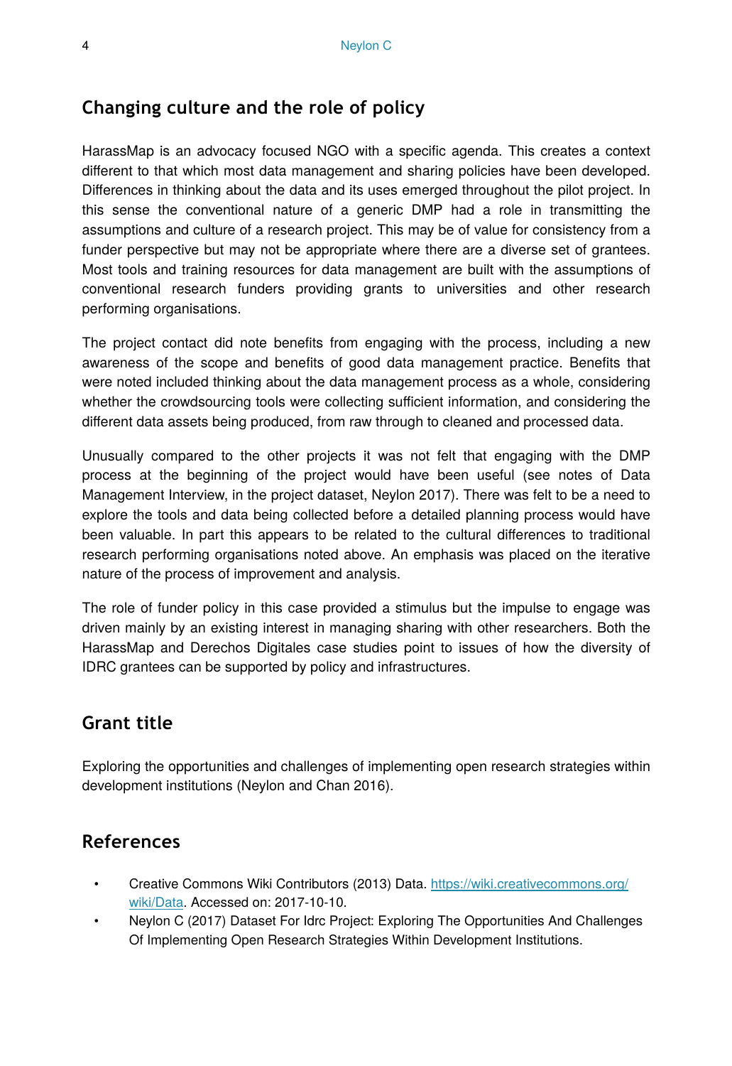## Changing culture and the role of policy

HarassMap is an advocacy focused NGO with a specific agenda. This creates a context different to that which most data management and sharing policies have been developed. Differences in thinking about the data and its uses emerged throughout the pilot project. In this sense the conventional nature of a generic DMP had a role in transmitting the assumptions and culture of a research project. This may be of value for consistency from a funder perspective but may not be appropriate where there are a diverse set of grantees. Most tools and training resources for data management are built with the assumptions of conventional research funders providing grants to universities and other research performing organisations.

The project contact did note benefits from engaging with the process, including a new awareness of the scope and benefits of good data management practice. Benefits that were noted included thinking about the data management process as a whole, considering whether the crowdsourcing tools were collecting sufficient information, and considering the different data assets being produced, from raw through to cleaned and processed data.

Unusually compared to the other projects it was not felt that engaging with the DMP process at the beginning of the project would have been useful (see notes of Data Management Interview, in the project dataset, Neylon 2017). There was felt to be a need to explore the tools and data being collected before a detailed planning process would have been valuable. In part this appears to be related to the cultural differences to traditional research performing organisations noted above. An emphasis was placed on the iterative nature of the process of improvement and analysis.

The role of funder policy in this case provided a stimulus but the impulse to engage was driven mainly by an existing interest in managing sharing with other researchers. Both the HarassMap and Derechos Digitales case studies point to issues of how the diversity of IDRC grantees can be supported by policy and infrastructures.

## Grant title

Exploring the opportunities and challenges of implementing open research strategies within development institutions (Neylon and Chan 2016).

## References

- Creative Commons Wiki Contributors (2013) Data. https://wiki.creativecommons.org/wiki/Data. Accessed on: 2017-10-10.
- Neylon C (2017) Dataset For Idrc Project: Exploring The Opportunities And Challenges Of Implementing Open Research Strategies Within Development Institutions.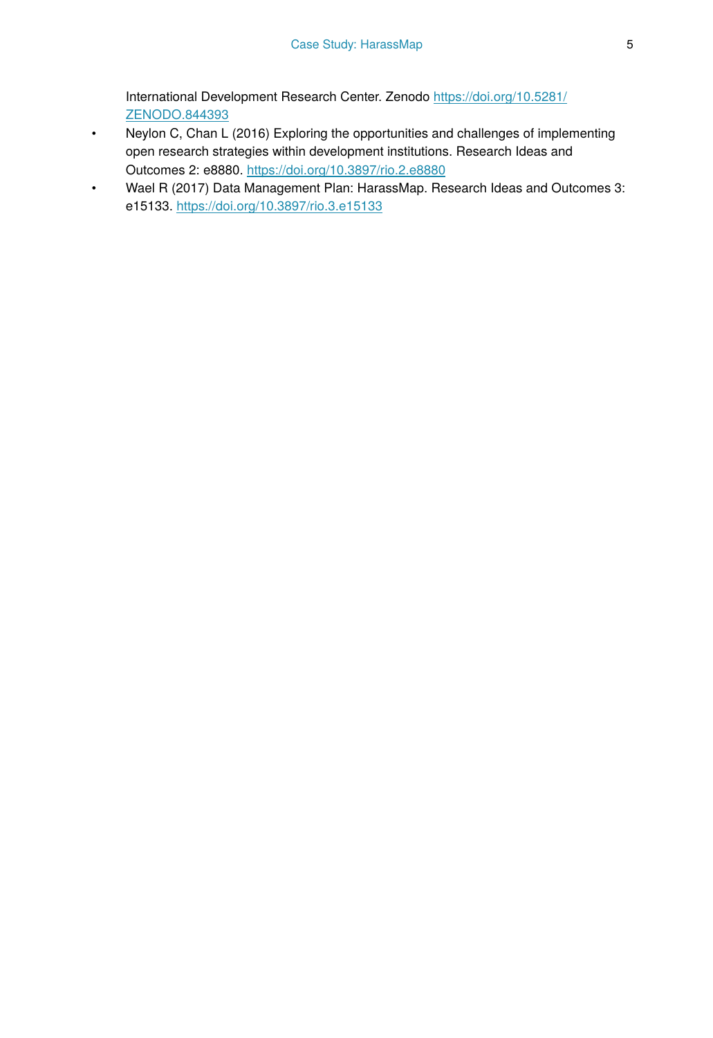International Development Research Center. Zenodo https://doi.org/10.5281/ZENODO.844393

- Neylon C, Chan L (2016) Exploring the opportunities and challenges of implementing open research strategies within development institutions. Research Ideas and Outcomes 2: e8880. https://doi.org/10.3897/rio.2.e8880
- Wael R (2017) Data Management Plan: HarassMap. Research Ideas and Outcomes 3: e15133. https://doi.org/10.3897/rio.3.e15133